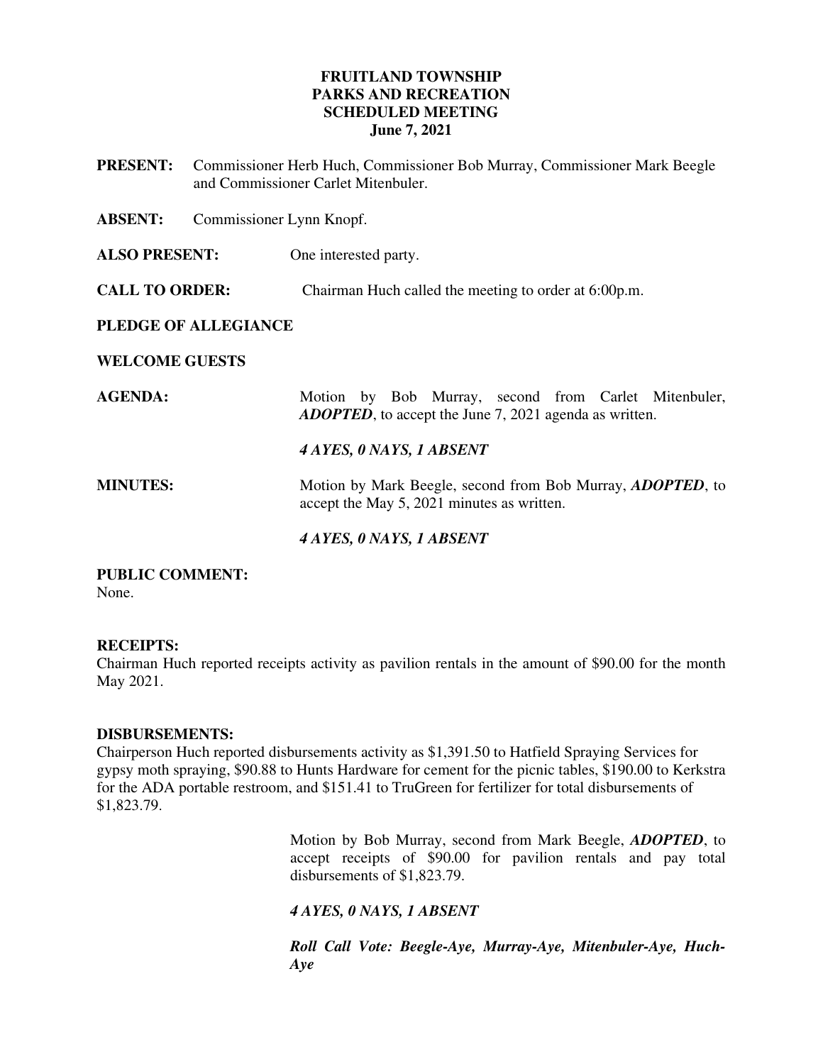**FRUITLAND TOWNSHIP**
**PARKS AND RECREATION**
**SCHEDULED MEETING**
**June 7, 2021**

**PRESENT:** Commissioner Herb Huch, Commissioner Bob Murray, Commissioner Mark Beegle and Commissioner Carlet Mitenbuler.

**ABSENT:** Commissioner Lynn Knopf.

**ALSO PRESENT:** One interested party.

**CALL TO ORDER:** Chairman Huch called the meeting to order at 6:00p.m.

**PLEDGE OF ALLEGIANCE**

**WELCOME GUESTS**

**AGENDA:** Motion by Bob Murray, second from Carlet Mitenbuler, ***ADOPTED***, to accept the June 7, 2021 agenda as written.

***4 AYES, 0 NAYS, 1 ABSENT***

**MINUTES:** Motion by Mark Beegle, second from Bob Murray, ***ADOPTED***, to accept the May 5, 2021 minutes as written.

***4 AYES, 0 NAYS, 1 ABSENT***

**PUBLIC COMMENT:**
None.

**RECEIPTS:**
Chairman Huch reported receipts activity as pavilion rentals in the amount of $90.00 for the month May 2021.

**DISBURSEMENTS:**
Chairperson Huch reported disbursements activity as $1,391.50 to Hatfield Spraying Services for gypsy moth spraying, $90.88 to Hunts Hardware for cement for the picnic tables, $190.00 to Kerkstra for the ADA portable restroom, and $151.41 to TruGreen for fertilizer for total disbursements of $1,823.79.

Motion by Bob Murray, second from Mark Beegle, ***ADOPTED***, to accept receipts of $90.00 for pavilion rentals and pay total disbursements of $1,823.79.

***4 AYES, 0 NAYS, 1 ABSENT***

***Roll Call Vote: Beegle-Aye, Murray-Aye, Mitenbuler-Aye, Huch-Aye***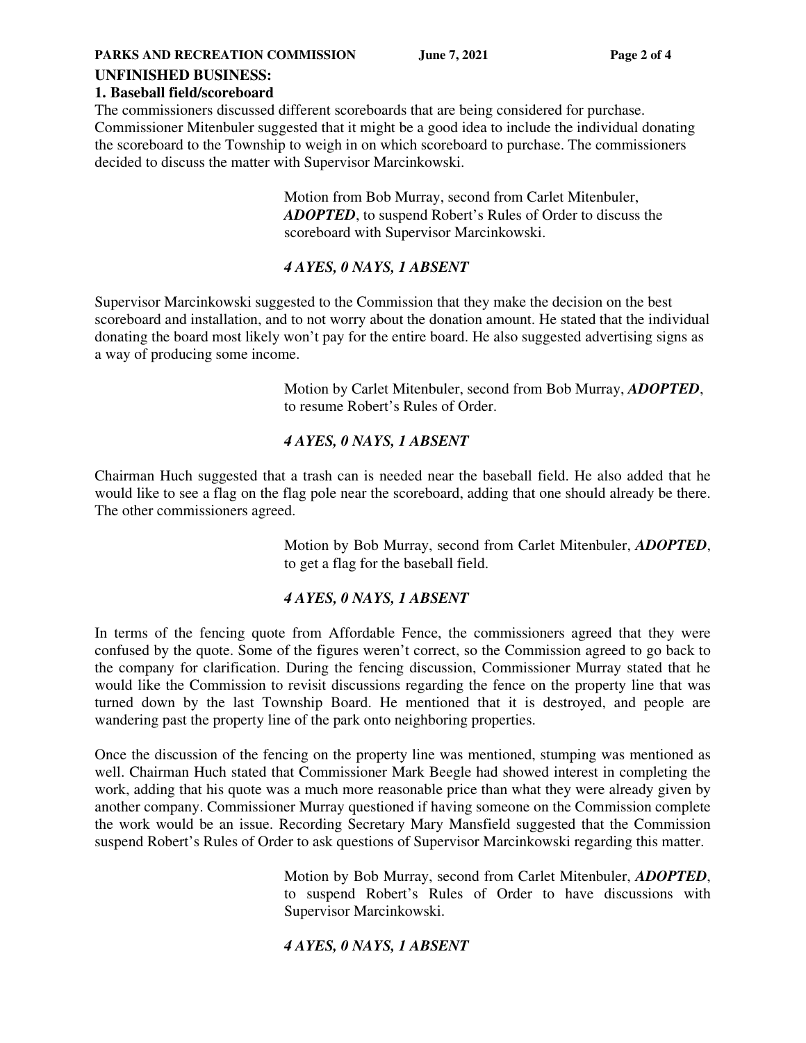## UNFINISHED BUSINESS:

### 1. Baseball field/scoreboard

The commissioners discussed different scoreboards that are being considered for purchase. Commissioner Mitenbuler suggested that it might be a good idea to include the individual donating the scoreboard to the Township to weigh in on which scoreboard to purchase. The commissioners decided to discuss the matter with Supervisor Marcinkowski.

> Motion from Bob Murray, second from Carlet Mitenbuler, ***ADOPTED***, to suspend Robert's Rules of Order to discuss the scoreboard with Supervisor Marcinkowski.
>
> ***4 AYES, 0 NAYS, 1 ABSENT***

Supervisor Marcinkowski suggested to the Commission that they make the decision on the best scoreboard and installation, and to not worry about the donation amount. He stated that the individual donating the board most likely won't pay for the entire board. He also suggested advertising signs as a way of producing some income.

> Motion by Carlet Mitenbuler, second from Bob Murray, ***ADOPTED***, to resume Robert's Rules of Order.
>
> ***4 AYES, 0 NAYS, 1 ABSENT***

Chairman Huch suggested that a trash can is needed near the baseball field. He also added that he would like to see a flag on the flag pole near the scoreboard, adding that one should already be there. The other commissioners agreed.

> Motion by Bob Murray, second from Carlet Mitenbuler, ***ADOPTED***, to get a flag for the baseball field.
>
> ***4 AYES, 0 NAYS, 1 ABSENT***

In terms of the fencing quote from Affordable Fence, the commissioners agreed that they were confused by the quote. Some of the figures weren't correct, so the Commission agreed to go back to the company for clarification. During the fencing discussion, Commissioner Murray stated that he would like the Commission to revisit discussions regarding the fence on the property line that was turned down by the last Township Board. He mentioned that it is destroyed, and people are wandering past the property line of the park onto neighboring properties.

Once the discussion of the fencing on the property line was mentioned, stumping was mentioned as well. Chairman Huch stated that Commissioner Mark Beegle had showed interest in completing the work, adding that his quote was a much more reasonable price than what they were already given by another company. Commissioner Murray questioned if having someone on the Commission complete the work would be an issue. Recording Secretary Mary Mansfield suggested that the Commission suspend Robert's Rules of Order to ask questions of Supervisor Marcinkowski regarding this matter.

> Motion by Bob Murray, second from Carlet Mitenbuler, ***ADOPTED***, to suspend Robert's Rules of Order to have discussions with Supervisor Marcinkowski.
>
> ***4 AYES, 0 NAYS, 1 ABSENT***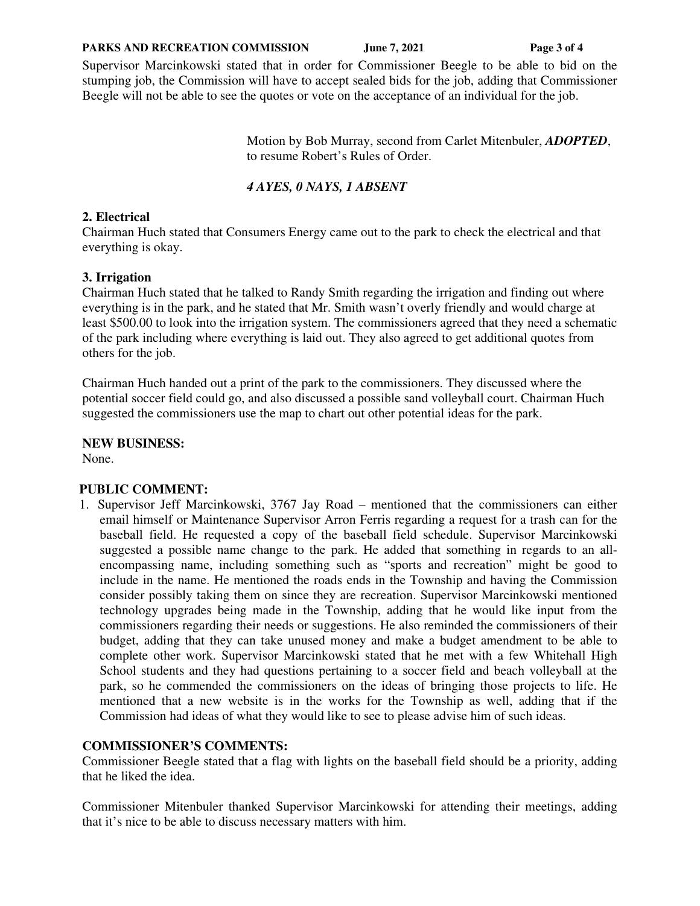Supervisor Marcinkowski stated that in order for Commissioner Beegle to be able to bid on the stumping job, the Commission will have to accept sealed bids for the job, adding that Commissioner Beegle will not be able to see the quotes or vote on the acceptance of an individual for the job.

Motion by Bob Murray, second from Carlet Mitenbuler, ***ADOPTED***, to resume Robert's Rules of Order.

***4 AYES, 0 NAYS, 1 ABSENT***

**2. Electrical**
Chairman Huch stated that Consumers Energy came out to the park to check the electrical and that everything is okay.

**3. Irrigation**
Chairman Huch stated that he talked to Randy Smith regarding the irrigation and finding out where everything is in the park, and he stated that Mr. Smith wasn't overly friendly and would charge at least $500.00 to look into the irrigation system. The commissioners agreed that they need a schematic of the park including where everything is laid out. They also agreed to get additional quotes from others for the job.

Chairman Huch handed out a print of the park to the commissioners. They discussed where the potential soccer field could go, and also discussed a possible sand volleyball court. Chairman Huch suggested the commissioners use the map to chart out other potential ideas for the park.

**NEW BUSINESS:**
None.

**PUBLIC COMMENT:**

1. Supervisor Jeff Marcinkowski, 3767 Jay Road – mentioned that the commissioners can either email himself or Maintenance Supervisor Arron Ferris regarding a request for a trash can for the baseball field. He requested a copy of the baseball field schedule. Supervisor Marcinkowski suggested a possible name change to the park. He added that something in regards to an all-encompassing name, including something such as "sports and recreation" might be good to include in the name. He mentioned the roads ends in the Township and having the Commission consider possibly taking them on since they are recreation. Supervisor Marcinkowski mentioned technology upgrades being made in the Township, adding that he would like input from the commissioners regarding their needs or suggestions. He also reminded the commissioners of their budget, adding that they can take unused money and make a budget amendment to be able to complete other work. Supervisor Marcinkowski stated that he met with a few Whitehall High School students and they had questions pertaining to a soccer field and beach volleyball at the park, so he commended the commissioners on the ideas of bringing those projects to life. He mentioned that a new website is in the works for the Township as well, adding that if the Commission had ideas of what they would like to see to please advise him of such ideas.

**COMMISSIONER'S COMMENTS:**
Commissioner Beegle stated that a flag with lights on the baseball field should be a priority, adding that he liked the idea.

Commissioner Mitenbuler thanked Supervisor Marcinkowski for attending their meetings, adding that it's nice to be able to discuss necessary matters with him.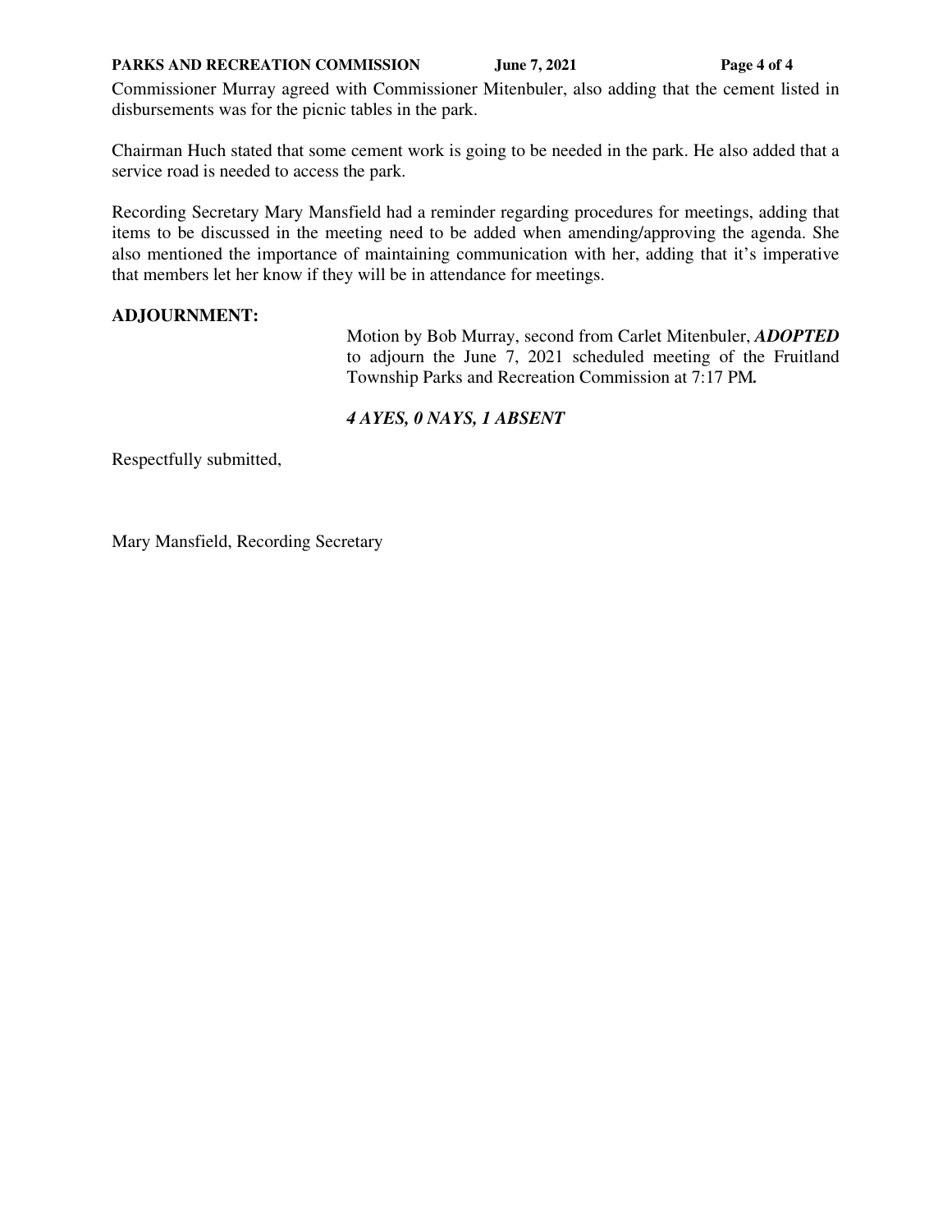Commissioner Murray agreed with Commissioner Mitenbuler, also adding that the cement listed in disbursements was for the picnic tables in the park.

Chairman Huch stated that some cement work is going to be needed in the park. He also added that a service road is needed to access the park.

Recording Secretary Mary Mansfield had a reminder regarding procedures for meetings, adding that items to be discussed in the meeting need to be added when amending/approving the agenda. She also mentioned the importance of maintaining communication with her, adding that it's imperative that members let her know if they will be in attendance for meetings.

**ADJOURNMENT:**

Motion by Bob Murray, second from Carlet Mitenbuler, ***ADOPTED*** to adjourn the June 7, 2021 scheduled meeting of the Fruitland Township Parks and Recreation Commission at 7:17 PM***.***

***4 AYES, 0 NAYS, 1 ABSENT***

Respectfully submitted,

Mary Mansfield, Recording Secretary